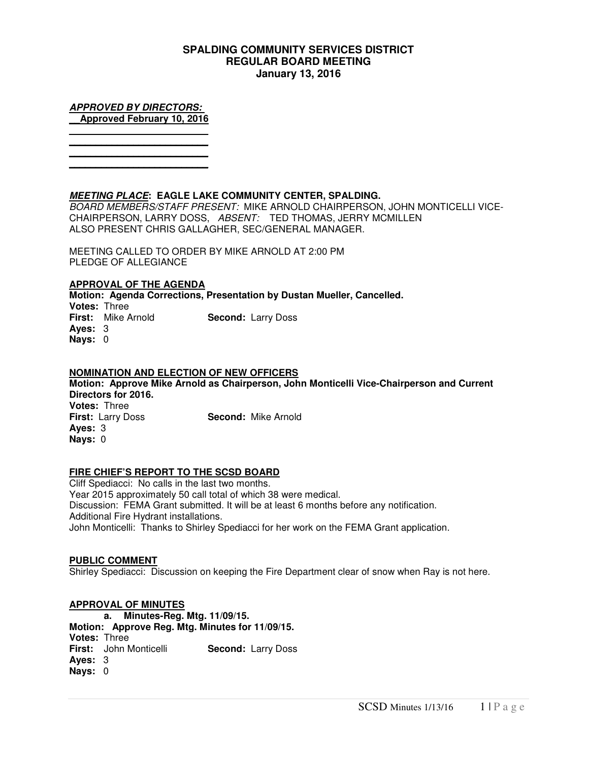# SPALDING COMMUNITY SERVICES DISTRICT
## REGULAR BOARD MEETING
### January 13, 2016

***APPROVED BY DIRECTORS:***
**__Approved February 10, 2016**

***MEETING PLACE*: EAGLE LAKE COMMUNITY CENTER, SPALDING.**
*BOARD MEMBERS/STAFF PRESENT:* MIKE ARNOLD CHAIRPERSON, JOHN MONTICELLI VICE-CHAIRPERSON, LARRY DOSS, *ABSENT:* TED THOMAS, JERRY MCMILLEN
ALSO PRESENT CHRIS GALLAGHER, SEC/GENERAL MANAGER.

MEETING CALLED TO ORDER BY MIKE ARNOLD AT 2:00 PM
PLEDGE OF ALLEGIANCE

**APPROVAL OF THE AGENDA**
**Motion: Agenda Corrections, Presentation by Dustan Mueller, Cancelled.**
**Votes:** Three
**First:** Mike Arnold **Second:** Larry Doss
**Ayes:** 3
**Nays:** 0

**NOMINATION AND ELECTION OF NEW OFFICERS**
**Motion: Approve Mike Arnold as Chairperson, John Monticelli Vice-Chairperson and Current Directors for 2016.**
**Votes:** Three
**First:** Larry Doss **Second:** Mike Arnold
**Ayes:** 3
**Nays:** 0

**FIRE CHIEF'S REPORT TO THE SCSD BOARD**
Cliff Spediacci: No calls in the last two months.
Year 2015 approximately 50 call total of which 38 were medical.
Discussion: FEMA Grant submitted. It will be at least 6 months before any notification.
Additional Fire Hydrant installations.
John Monticelli: Thanks to Shirley Spediacci for her work on the FEMA Grant application.

**PUBLIC COMMENT**
Shirley Spediacci: Discussion on keeping the Fire Department clear of snow when Ray is not here.

**APPROVAL OF MINUTES**
**a. Minutes-Reg. Mtg. 11/09/15.**
**Motion: Approve Reg. Mtg. Minutes for 11/09/15.**
**Votes:** Three
**First:** John Monticelli **Second:** Larry Doss
**Ayes:** 3
**Nays:** 0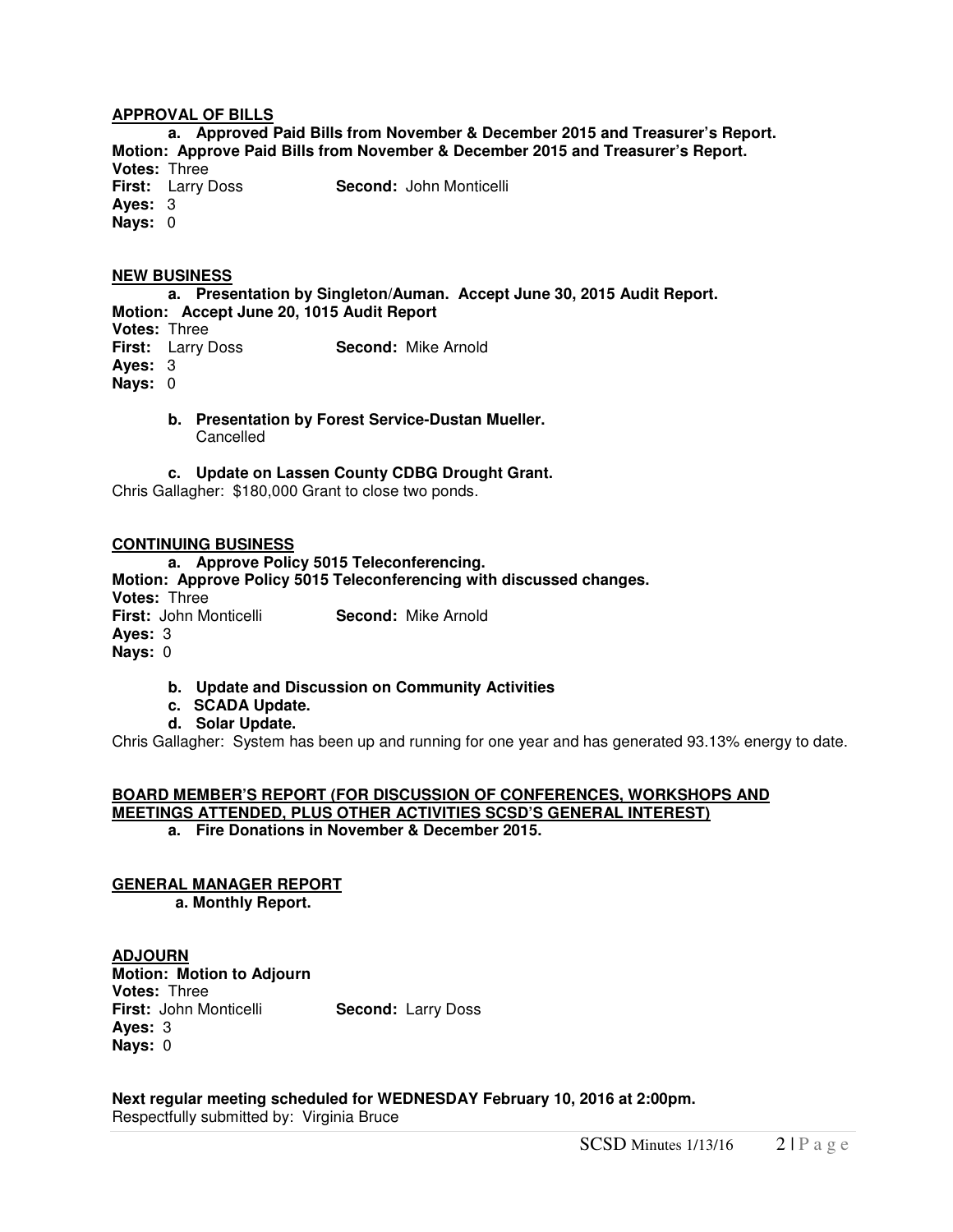**APPROVAL OF BILLS**

**a. Approved Paid Bills from November & December 2015 and Treasurer's Report.**

**Motion: Approve Paid Bills from November & December 2015 and Treasurer's Report.**
**Votes:** Three
**First:** Larry Doss **Second:** John Monticelli
**Ayes:** 3
**Nays:** 0

**NEW BUSINESS**

**a. Presentation by Singleton/Auman. Accept June 30, 2015 Audit Report.**

**Motion: Accept June 20, 1015 Audit Report**
**Votes:** Three
**First:** Larry Doss **Second:** Mike Arnold
**Ayes:** 3
**Nays:** 0

**b. Presentation by Forest Service-Dustan Mueller.**
Cancelled

**c. Update on Lassen County CDBG Drought Grant.**

Chris Gallagher: $180,000 Grant to close two ponds.

**CONTINUING BUSINESS**

**a. Approve Policy 5015 Teleconferencing.**

**Motion: Approve Policy 5015 Teleconferencing with discussed changes.**
**Votes:** Three
**First:** John Monticelli **Second:** Mike Arnold
**Ayes:** 3
**Nays:** 0

**b. Update and Discussion on Community Activities**

**c. SCADA Update.**

**d. Solar Update.**

Chris Gallagher: System has been up and running for one year and has generated 93.13% energy to date.

**BOARD MEMBER'S REPORT (FOR DISCUSSION OF CONFERENCES, WORKSHOPS AND MEETINGS ATTENDED, PLUS OTHER ACTIVITIES SCSD'S GENERAL INTEREST)**

**a. Fire Donations in November & December 2015.**

**GENERAL MANAGER REPORT**

**a. Monthly Report.**

**ADJOURN**

**Motion: Motion to Adjourn**
**Votes:** Three
**First:** John Monticelli **Second:** Larry Doss
**Ayes:** 3
**Nays:** 0

**Next regular meeting scheduled for WEDNESDAY February 10, 2016 at 2:00pm.**
Respectfully submitted by: Virginia Bruce